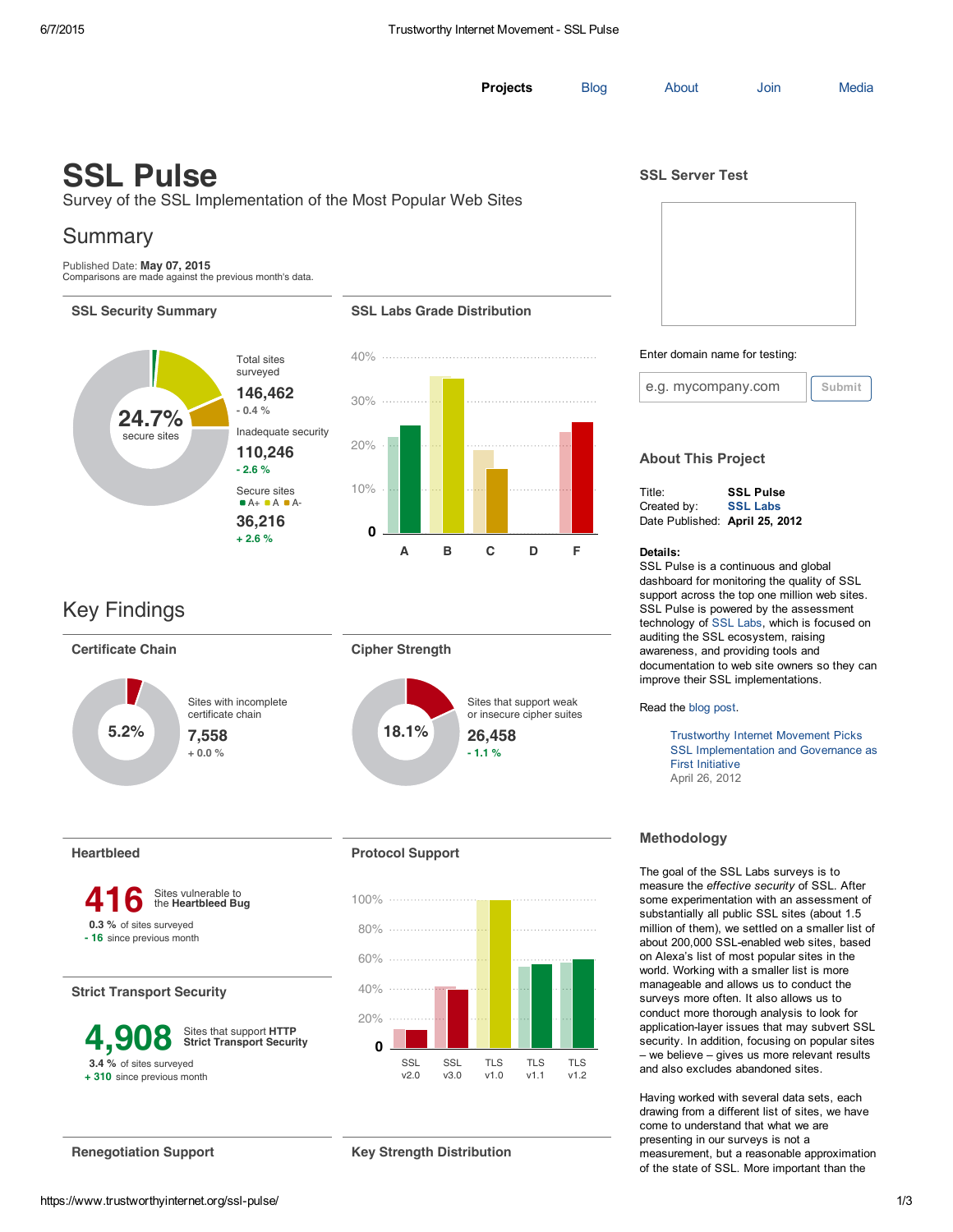**Projects** Blog About Join Media

# SSL Pulse

Survey of the SSL Implementation of the Most Popular Web Sites

## Summary

Published Date: **May 07, 2015**
Comparisons are made against the previous month's data.

### SSL Security Summary

24.7% secure sites

Total sites surveyed
**146,462**
- 0.4 %

Inadequate security
**110,246**
- 2.6 %

Secure sites
A+ A A-
**36,216**
+ 2.6 %

### SSL Labs Grade Distribution

## Key Findings

### Certificate Chain

5.2%

Sites with incomplete certificate chain
**7,558**
+ 0.0 %

### Cipher Strength

18.1%

Sites that support weak or insecure cipher suites
**26,458**
- 1.1 %

### Heartbleed

**416** Sites vulnerable to the **Heartbleed Bug**

**0.3 %** of sites surveyed
**- 16** since previous month

### Protocol Support

### Strict Transport Security

**4,908** Sites that support **HTTP Strict Transport Security**

**3.4 %** of sites surveyed
**+ 310** since previous month

### Renegotiation Support

### Key Strength Distribution

### SSL Server Test

Enter domain name for testing:

e.g. mycompany.com Submit

### About This Project

Title: **SSL Pulse**
Created by: **SSL Labs**
Date Published: **April 25, 2012**

**Details:**
SSL Pulse is a continuous and global dashboard for monitoring the quality of SSL support across the top one million web sites. SSL Pulse is powered by the assessment technology of SSL Labs, which is focused on auditing the SSL ecosystem, raising awareness, and providing tools and documentation to web site owners so they can improve their SSL implementations.

Read the blog post.

Trustworthy Internet Movement Picks SSL Implementation and Governance as First Initiative
April 26, 2012

### Methodology

The goal of the SSL Labs surveys is to measure the *effective security* of SSL. After some experimentation with an assessment of substantially all public SSL sites (about 1.5 million of them), we settled on a smaller list of about 200,000 SSL-enabled web sites, based on Alexa's list of most popular sites in the world. Working with a smaller list is more manageable and allows us to conduct the surveys more often. It also allows us to conduct more thorough analysis to look for application-layer issues that may subvert SSL security. In addition, focusing on popular sites – we believe – gives us more relevant results and also excludes abandoned sites.

Having worked with several data sets, each drawing from a different list of sites, we have come to understand that what we are presenting in our surveys is not a measurement, but a reasonable approximation of the state of SSL. More important than the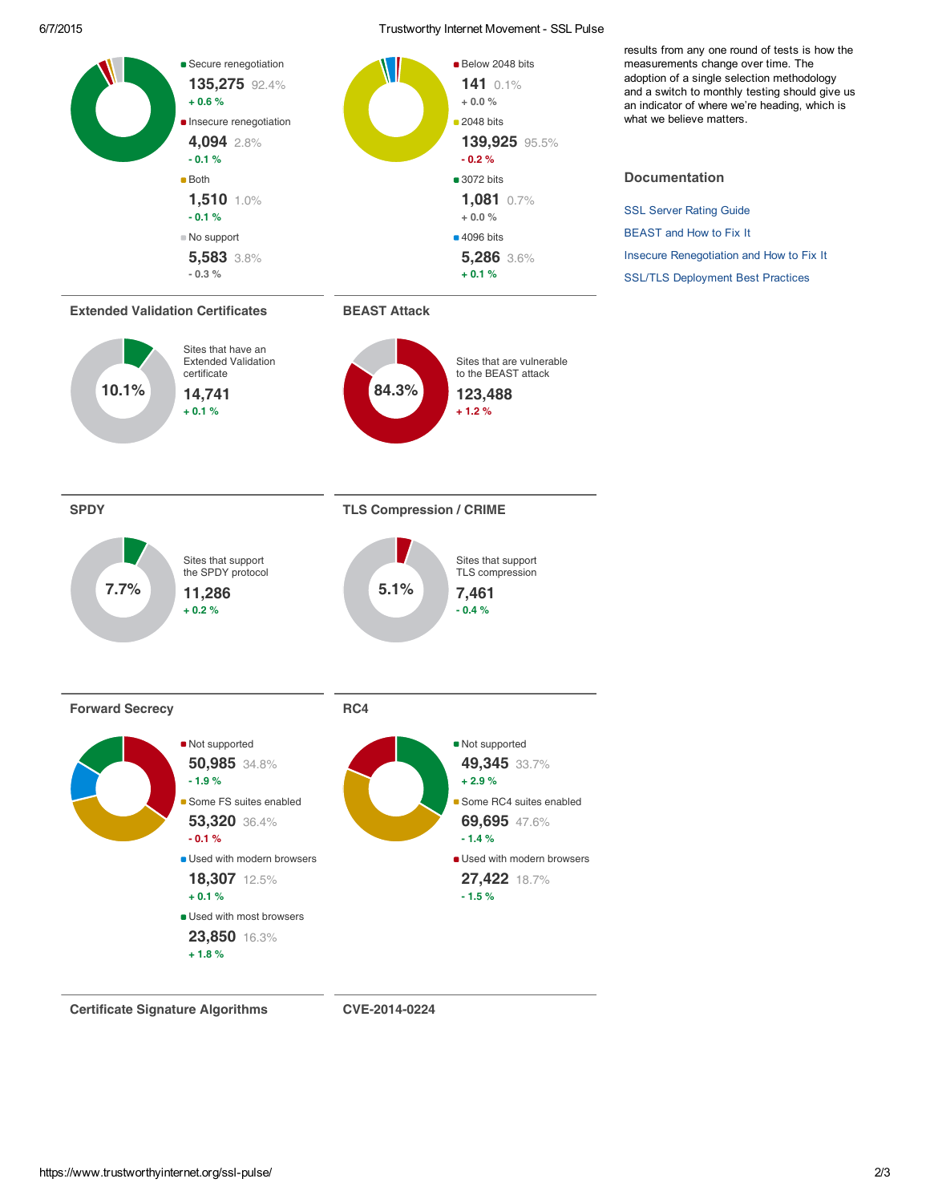- Secure renegotiation
  **135,275** 92.4%
  + 0.6 %
- Insecure renegotiation
  **4,094** 2.8%
  - 0.1 %
- Both
  **1,510** 1.0%
  - 0.1 %
- No support
  **5,583** 3.8%
  - 0.3 %

- Below 2048 bits
  **141** 0.1%
  + 0.0 %
- 2048 bits
  **139,925** 95.5%
  - 0.2 %
- 3072 bits
  **1,081** 0.7%
  + 0.0 %
- 4096 bits
  **5,286** 3.6%
  + 0.1 %

## Extended Validation Certificates

10.1%

Sites that have an Extended Validation certificate

**14,741**
+ 0.1 %

## BEAST Attack

84.3%

Sites that are vulnerable to the BEAST attack

**123,488**
+ 1.2 %

## SPDY

7.7%

Sites that support the SPDY protocol

**11,286**
+ 0.2 %

## TLS Compression / CRIME

5.1%

Sites that support TLS compression

**7,461**
- 0.4 %

## Forward Secrecy

- Not supported
  **50,985** 34.8%
  - 1.9 %
- Some FS suites enabled
  **53,320** 36.4%
  - 0.1 %
- Used with modern browsers
  **18,307** 12.5%
  + 0.1 %
- Used with most browsers
  **23,850** 16.3%
  + 1.8 %

## RC4

- Not supported
  **49,345** 33.7%
  + 2.9 %
- Some RC4 suites enabled
  **69,695** 47.6%
  - 1.4 %
- Used with modern browsers
  **27,422** 18.7%
  - 1.5 %

## Certificate Signature Algorithms

## CVE-2014-0224

results from any one round of tests is how the measurements change over time. The adoption of a single selection methodology and a switch to monthly testing should give us an indicator of where we're heading, which is what we believe matters.

## Documentation

- SSL Server Rating Guide
- BEAST and How to Fix It
- Insecure Renegotiation and How to Fix It
- SSL/TLS Deployment Best Practices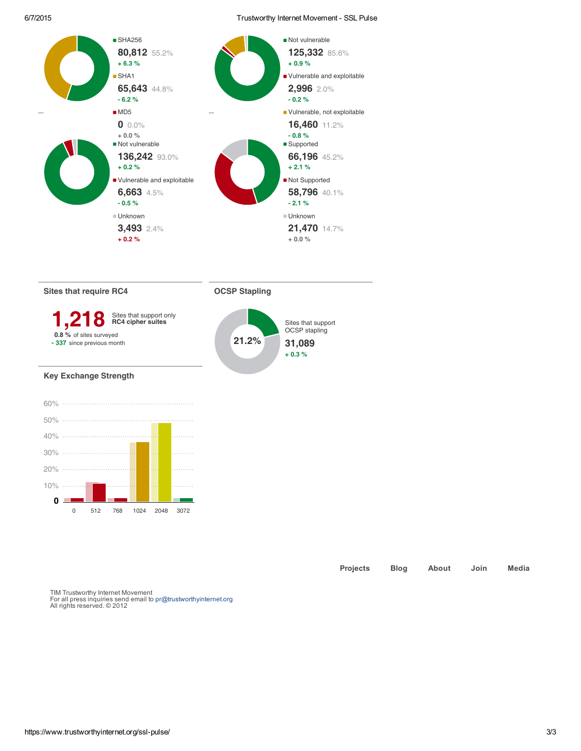SHA256

**80,812** 55.2%

+ 6.3 %

SHA1

**65,643** 44.8%

- 6.2 %

MD5

**0** 0.0%

+ 0.0 %

Not vulnerable

**125,332** 85.6%

+ 0.9 %

Vulnerable and exploitable

**2,996** 2.0%

- 0.2 %

Vulnerable, not exploitable

**16,460** 11.2%

- 0.8 %

Not vulnerable

**136,242** 93.0%

+ 0.2 %

Vulnerable and exploitable

**6,663** 4.5%

- 0.5 %

Unknown

**3,493** 2.4%

+ 0.2 %

Supported

**66,196** 45.2%

+ 2.1 %

Not Supported

**58,796** 40.1%

- 2.1 %

Unknown

**21,470** 14.7%

+ 0.0 %

## Sites that require RC4

**1,218** Sites that support only **RC4 cipher suites**

**0.8 %** of sites surveyed

**- 337** since previous month

## OCSP Stapling

21.2%

Sites that support OCSP stapling

**31,089**

+ 0.3 %

## Key Exchange Strength

60%
50%
40%
30%
20%
10%
0

0 512 768 1024 2048 3072

**Projects** **Blog** **About** **Join** **Media**

TIM Trustworthy Internet Movement
For all press inquiries send email to pr@trustworthyinternet.org
All rights reserved. © 2012